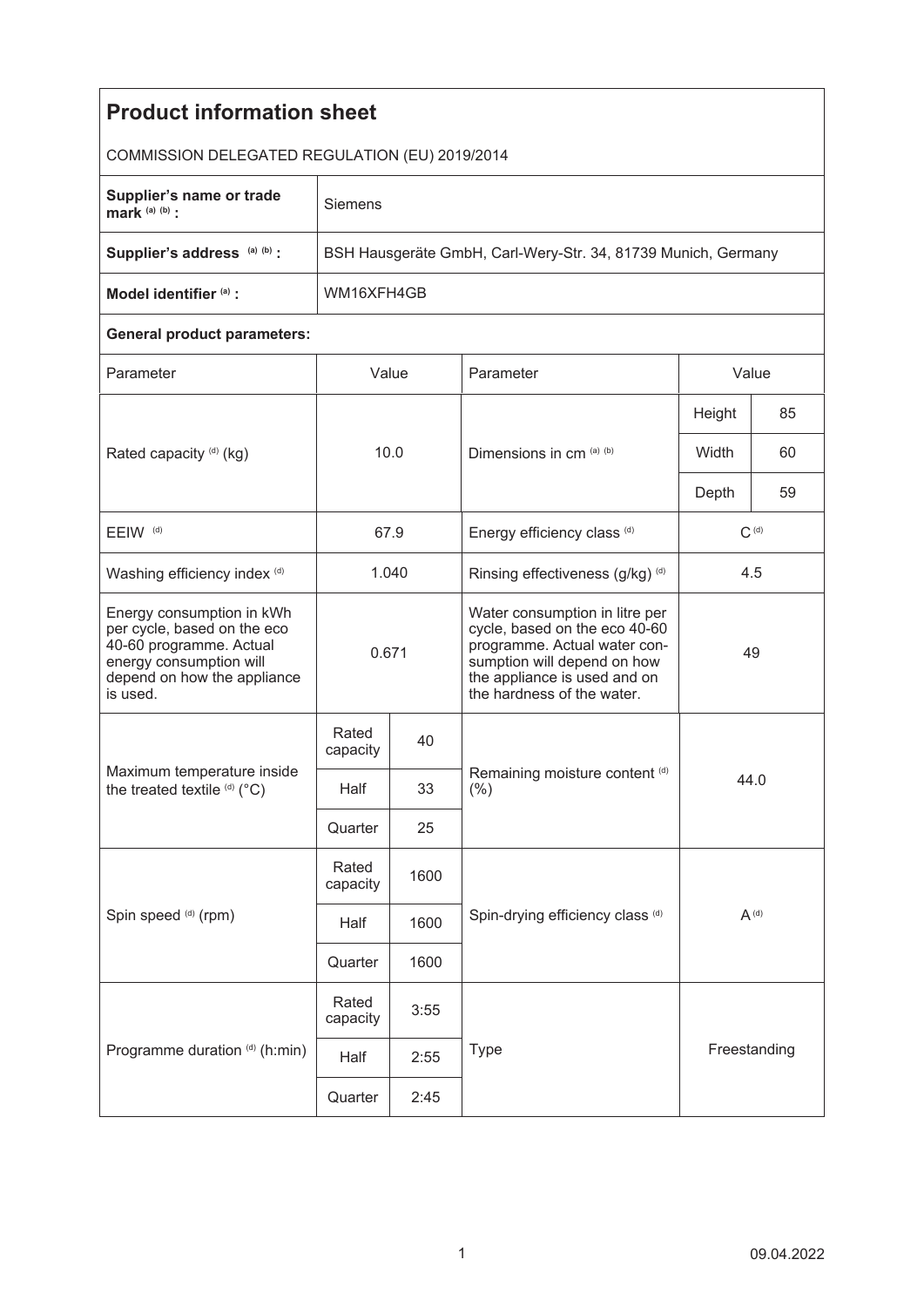# Product information sheet

COMMISSION DELEGATED REGULATION (EU) 2019/2014

| | |
|---|---|
| **Supplier's name or trade mark** [(a) (b)] **:** | Siemens |
| **Supplier's address** [(a) (b)] **:** | BSH Hausgeräte GmbH, Carl-Wery-Str. 34, 81739 Munich, Germany |
| **Model identifier** [(a)] **:** | WM16XFH4GB |

**General product parameters:**

| Parameter | Value | | Parameter | Value | |
|---|---|---|---|---|---|
| Rated capacity [(d)] (kg) | 10.0 | | Dimensions in cm [(a) (b)] | Height | 85 |
| | | | | Width | 60 |
| | | | | Depth | 59 |
| EEIW [(d)] | 67.9 | | Energy efficiency class [(d)] | C [(d)] | |
| Washing efficiency index [(d)] | 1.040 | | Rinsing effectiveness (g/kg) [(d)] | 4.5 | |
| Energy consumption in kWh per cycle, based on the eco 40-60 programme. Actual energy consumption will depend on how the appliance is used. | 0.671 | | Water consumption in litre per cycle, based on the eco 40-60 programme. Actual water consumption will depend on how the appliance is used and on the hardness of the water. | 49 | |
| Maximum temperature inside the treated textile [(d)] (°C) | Rated capacity | 40 | Remaining moisture content [(d)] (%) | 44.0 | |
| | Half | 33 | | | |
| | Quarter | 25 | | | |
| Spin speed [(d)] (rpm) | Rated capacity | 1600 | Spin-drying efficiency class [(d)] | A [(d)] | |
| | Half | 1600 | | | |
| | Quarter | 1600 | | | |
| Programme duration [(d)] (h:min) | Rated capacity | 3:55 | Type | Freestanding | |
| | Half | 2:55 | | | |
| | Quarter | 2:45 | | | |

09.04.2022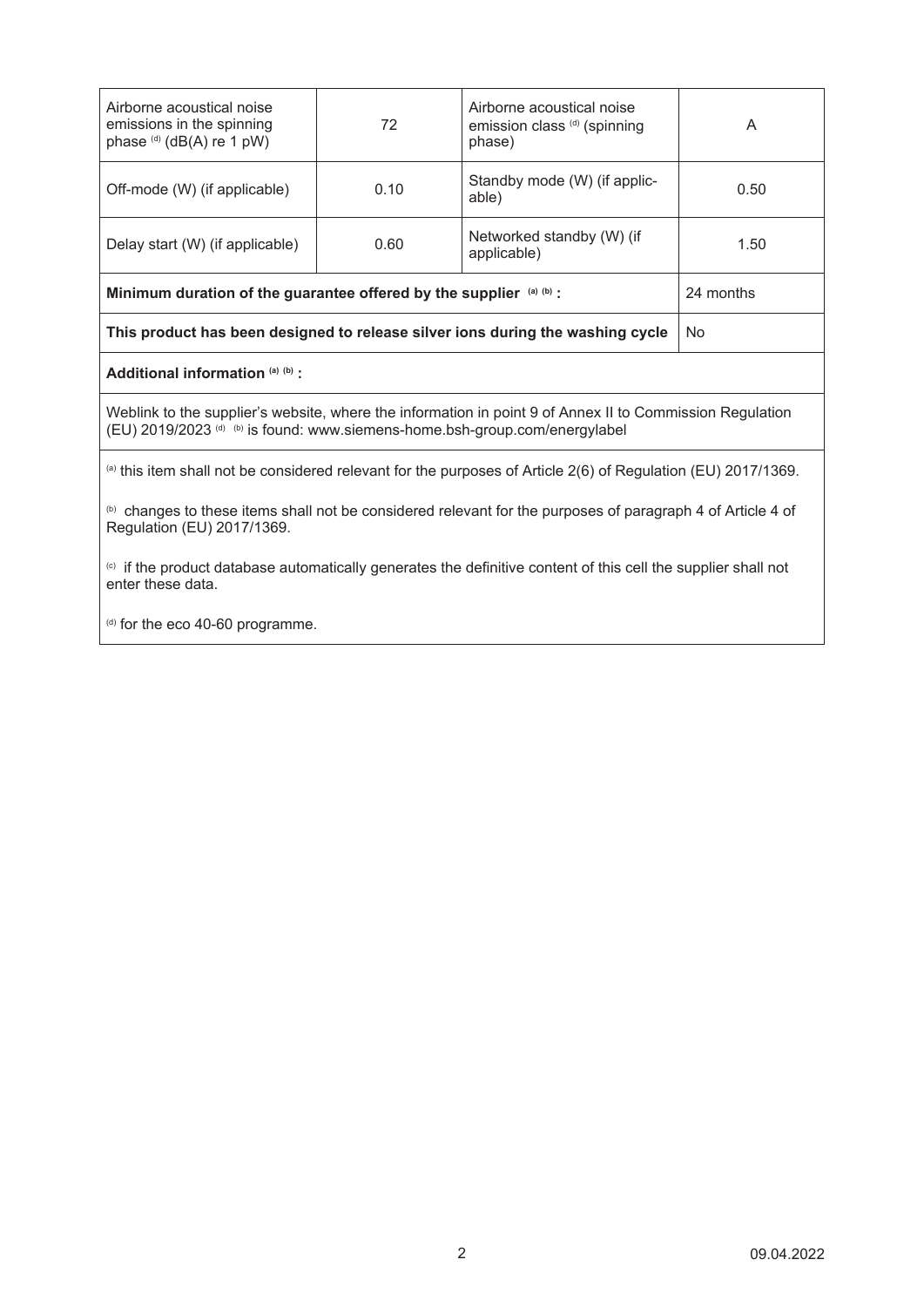| | | | |
|---|---|---|---|
| Airborne acoustical noise emissions in the spinning phase [d] (dB(A) re 1 pW) | 72 | Airborne acoustical noise emission class [d] (spinning phase) | A |
| Off-mode (W) (if applicable) | 0.10 | Standby mode (W) (if applicable) | 0.50 |
| Delay start (W) (if applicable) | 0.60 | Networked standby (W) (if applicable) | 1.50 |
| **Minimum duration of the guarantee offered by the supplier [a] [b] :** | | | 24 months |
| **This product has been designed to release silver ions during the washing cycle** | | | No |
| **Additional information [a] [b] :** | | | |
| Weblink to the supplier's website, where the information in point 9 of Annex II to Commission Regulation (EU) 2019/2023 [d] [b] is found: www.siemens-home.bsh-group.com/energylabel | | | |

[a] this item shall not be considered relevant for the purposes of Article 2(6) of Regulation (EU) 2017/1369.

[b] changes to these items shall not be considered relevant for the purposes of paragraph 4 of Article 4 of Regulation (EU) 2017/1369.

[c] if the product database automatically generates the definitive content of this cell the supplier shall not enter these data.

[d] for the eco 40-60 programme.

09.04.2022